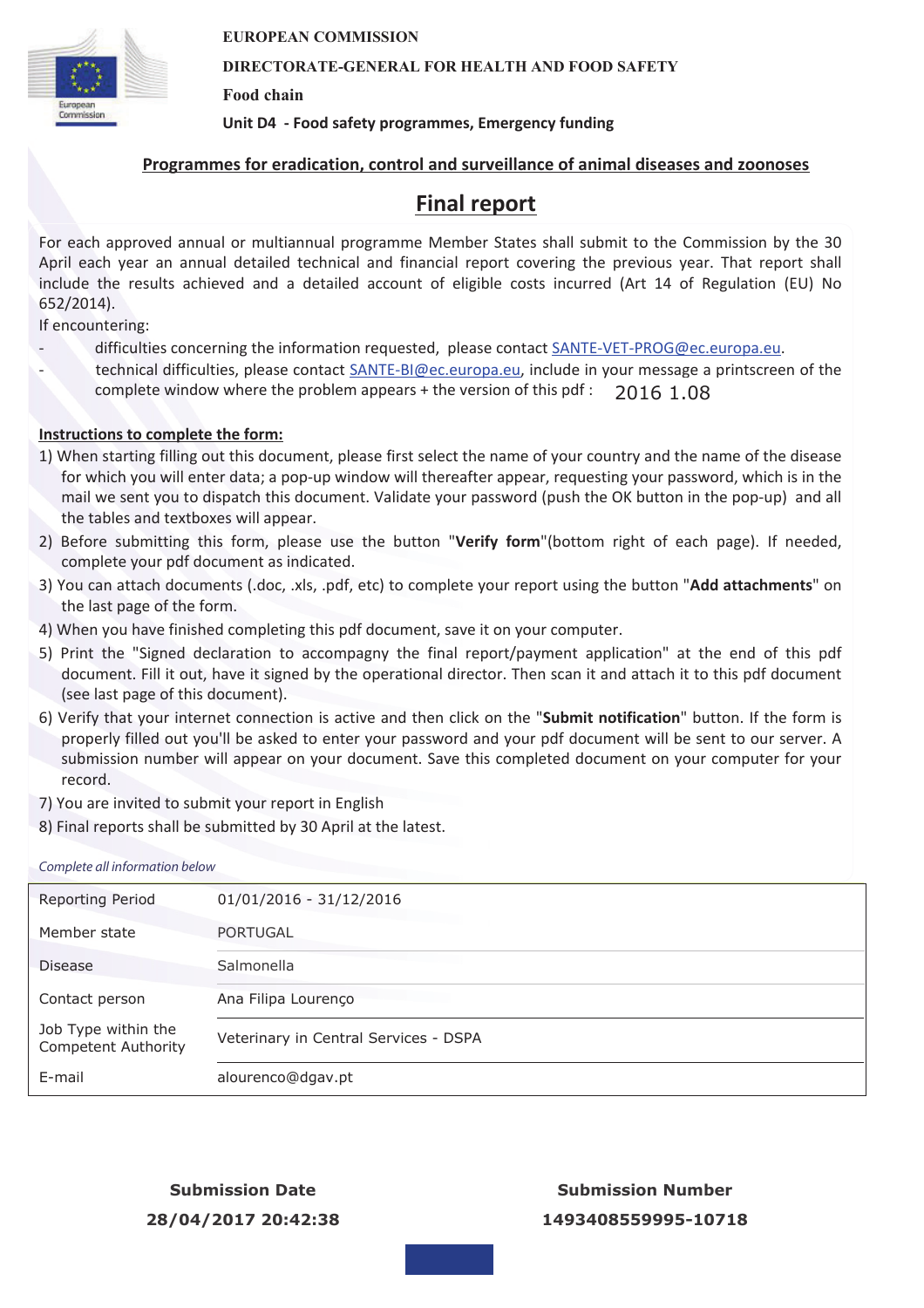**EUROPEAN COMMISSION**

**DIRECTORATE-GENERAL FOR HEALTH AND FOOD SAFETY**

**Food chain**

**Unit D4 - Food safety programmes, Emergency funding**

## Programmes for eradication, control and surveillance of animal diseases and zoonoses

# Final report

For each approved annual or multiannual programme Member States shall submit to the Commission by the 30 April each year an annual detailed technical and financial report covering the previous year. That report shall include the results achieved and a detailed account of eligible costs incurred (Art 14 of Regulation (EU) No 652/2014).

If encountering:

- difficulties concerning the information requested, please contact SANTE-VET-PROG@ec.europa.eu.
- technical difficulties, please contact SANTE-BI@ec.europa.eu, include in your message a printscreen of the complete window where the problem appears + the version of this pdf : 2016 1.08

**Instructions to complete the form:**

1) When starting filling out this document, please first select the name of your country and the name of the disease for which you will enter data; a pop-up window will thereafter appear, requesting your password, which is in the mail we sent you to dispatch this document. Validate your password (push the OK button in the pop-up) and all the tables and textboxes will appear.
2) Before submitting this form, please use the button "**Verify form**"(bottom right of each page). If needed, complete your pdf document as indicated.
3) You can attach documents (.doc, .xls, .pdf, etc) to complete your report using the button "**Add attachments**" on the last page of the form.
4) When you have finished completing this pdf document, save it on your computer.
5) Print the "Signed declaration to accompagny the final report/payment application" at the end of this pdf document. Fill it out, have it signed by the operational director. Then scan it and attach it to this pdf document (see last page of this document).
6) Verify that your internet connection is active and then click on the "**Submit notification**" button. If the form is properly filled out you'll be asked to enter your password and your pdf document will be sent to our server. A submission number will appear on your document. Save this completed document on your computer for your record.
7) You are invited to submit your report in English
8) Final reports shall be submitted by 30 April at the latest.

*Complete all information below*

| | |
|---|---|
| Reporting Period | 01/01/2016 - 31/12/2016 |
| Member state | PORTUGAL |
| Disease | Salmonella |
| Contact person | Ana Filipa Lourenço |
| Job Type within the Competent Authority | Veterinary in Central Services - DSPA |
| E-mail | alourenco@dgav.pt |

| **Submission Date** | **Submission Number** |
|---|---|
| **28/04/2017 20:42:38** | **1493408559995-10718** |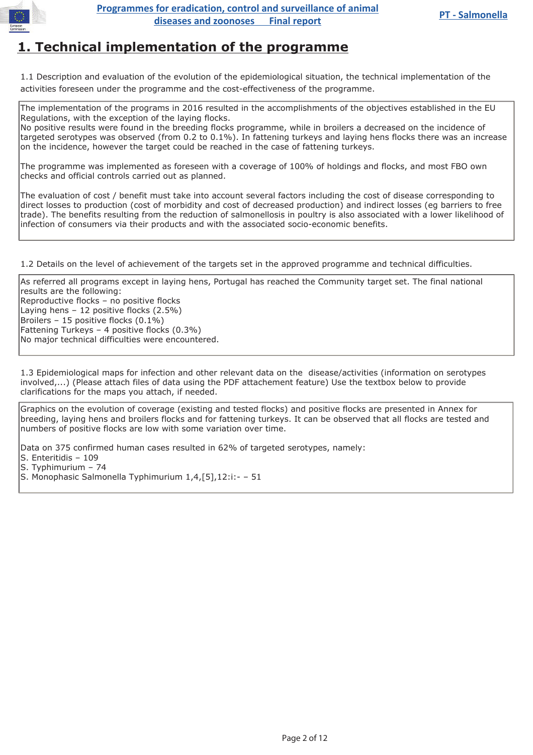# 1. Technical implementation of the programme

1.1 Description and evaluation of the evolution of the epidemiological situation, the technical implementation of the activities foreseen under the programme and the cost-effectiveness of the programme.

The implementation of the programs in 2016 resulted in the accomplishments of the objectives established in the EU Regulations, with the exception of the laying flocks.
No positive results were found in the breeding flocks programme, while in broilers a decreased on the incidence of targeted serotypes was observed (from 0.2 to 0.1%). In fattening turkeys and laying hens flocks there was an increase on the incidence, however the target could be reached in the case of fattening turkeys.

The programme was implemented as foreseen with a coverage of 100% of holdings and flocks, and most FBO own checks and official controls carried out as planned.

The evaluation of cost / benefit must take into account several factors including the cost of disease corresponding to direct losses to production (cost of morbidity and cost of decreased production) and indirect losses (eg barriers to free trade). The benefits resulting from the reduction of salmonellosis in poultry is also associated with a lower likelihood of infection of consumers via their products and with the associated socio-economic benefits.

1.2 Details on the level of achievement of the targets set in the approved programme and technical difficulties.

As referred all programs except in laying hens, Portugal has reached the Community target set. The final national results are the following:
Reproductive flocks – no positive flocks
Laying hens – 12 positive flocks (2.5%)
Broilers – 15 positive flocks (0.1%)
Fattening Turkeys – 4 positive flocks (0.3%)
No major technical difficulties were encountered.

1.3 Epidemiological maps for infection and other relevant data on the disease/activities (information on serotypes involved,...) (Please attach files of data using the PDF attachement feature) Use the textbox below to provide clarifications for the maps you attach, if needed.

Graphics on the evolution of coverage (existing and tested flocks) and positive flocks are presented in Annex for breeding, laying hens and broilers flocks and for fattening turkeys. It can be observed that all flocks are tested and numbers of positive flocks are low with some variation over time.

Data on 375 confirmed human cases resulted in 62% of targeted serotypes, namely:
S. Enteritidis – 109
S. Typhimurium – 74
S. Monophasic Salmonella Typhimurium 1,4,[5],12:i:- – 51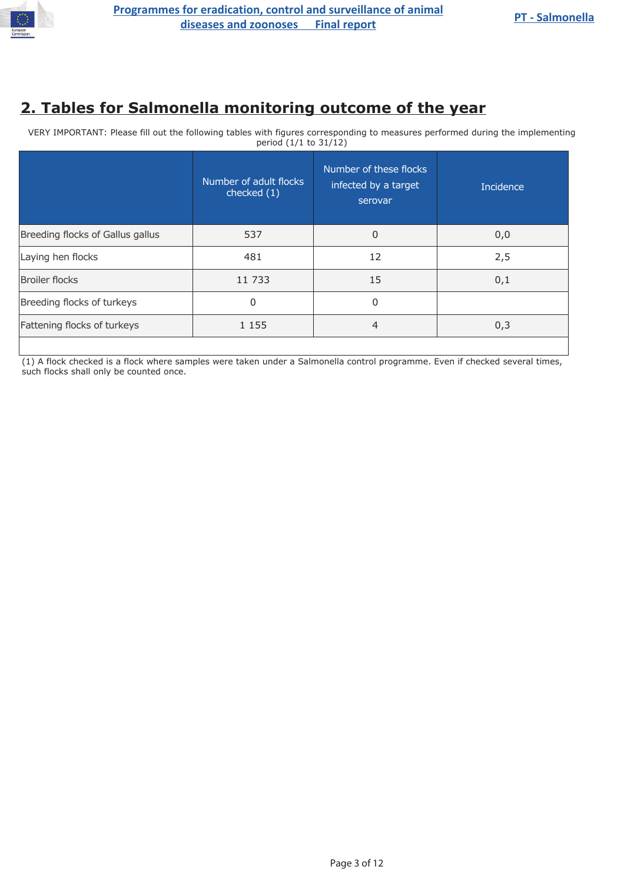## 2. Tables for Salmonella monitoring outcome of the year

VERY IMPORTANT: Please fill out the following tables with figures corresponding to measures performed during the implementing period (1/1 to 31/12)

| | Number of adult flocks checked (1) | Number of these flocks infected by a target serovar | Incidence |
|---|---|---|---|
| Breeding flocks of Gallus gallus | 537 | 0 | 0,0 |
| Laying hen flocks | 481 | 12 | 2,5 |
| Broiler flocks | 11 733 | 15 | 0,1 |
| Breeding flocks of turkeys | 0 | 0 | |
| Fattening flocks of turkeys | 1 155 | 4 | 0,3 |

(1) A flock checked is a flock where samples were taken under a Salmonella control programme. Even if checked several times, such flocks shall only be counted once.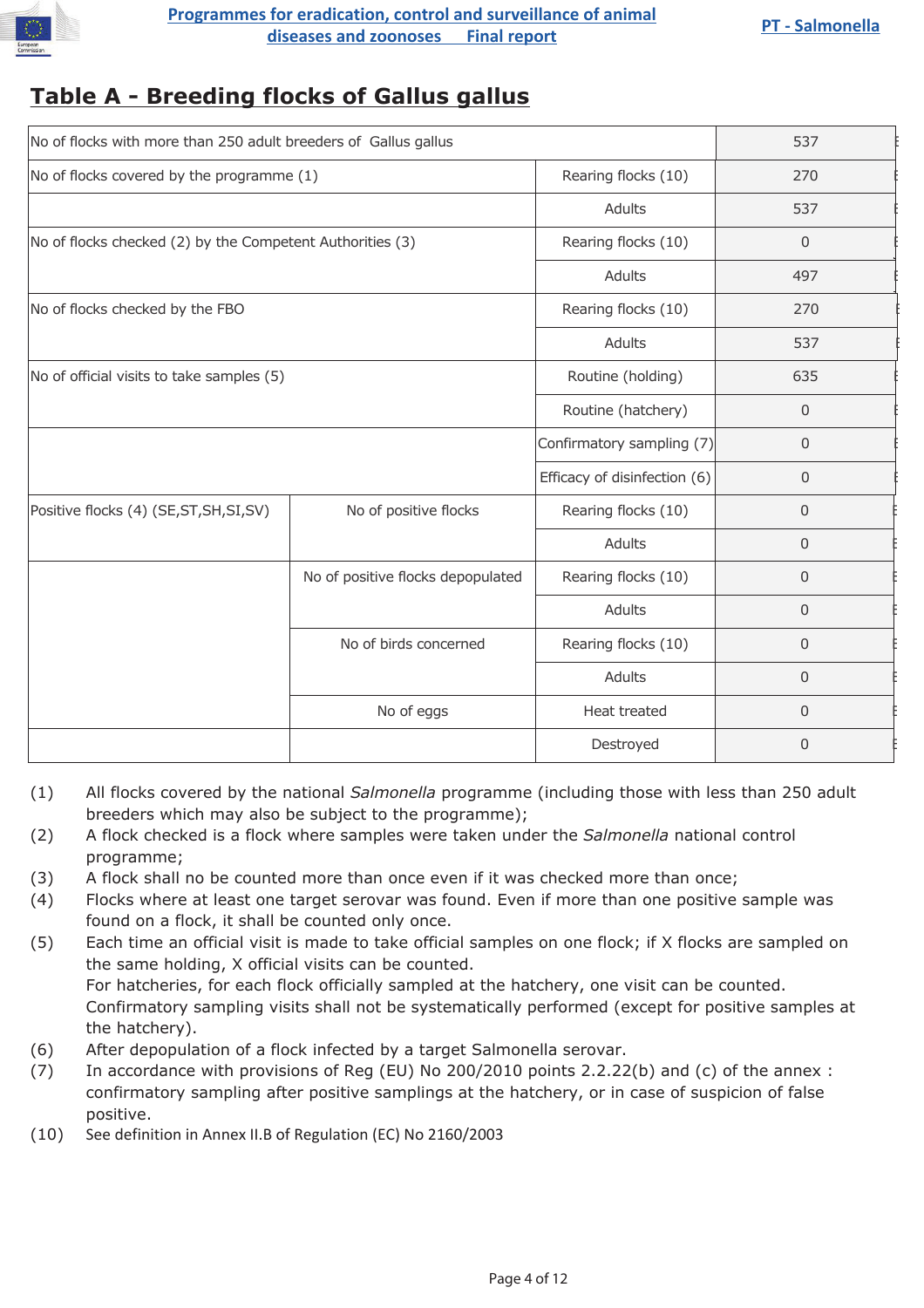## Table A - Breeding flocks of Gallus gallus

| | | | |
|---|---|---|---|
| No of flocks with more than 250 adult breeders of Gallus gallus | | | 537 |
| No of flocks covered by the programme (1) | | Rearing flocks (10) | 270 |
| | | Adults | 537 |
| No of flocks checked (2) by the Competent Authorities (3) | | Rearing flocks (10) | 0 |
| | | Adults | 497 |
| No of flocks checked by the FBO | | Rearing flocks (10) | 270 |
| | | Adults | 537 |
| No of official visits to take samples (5) | | Routine (holding) | 635 |
| | | Routine (hatchery) | 0 |
| | | Confirmatory sampling (7) | 0 |
| | | Efficacy of disinfection (6) | 0 |
| Positive flocks (4) (SE,ST,SH,SI,SV) | No of positive flocks | Rearing flocks (10) | 0 |
| | | Adults | 0 |
| | No of positive flocks depopulated | Rearing flocks (10) | 0 |
| | | Adults | 0 |
| | No of birds concerned | Rearing flocks (10) | 0 |
| | | Adults | 0 |
| | No of eggs | Heat treated | 0 |
| | | Destroyed | 0 |

(1) All flocks covered by the national *Salmonella* programme (including those with less than 250 adult breeders which may also be subject to the programme);
(2) A flock checked is a flock where samples were taken under the *Salmonella* national control programme;
(3) A flock shall no be counted more than once even if it was checked more than once;
(4) Flocks where at least one target serovar was found. Even if more than one positive sample was found on a flock, it shall be counted only once.
(5) Each time an official visit is made to take official samples on one flock; if X flocks are sampled on the same holding, X official visits can be counted.
For hatcheries, for each flock officially sampled at the hatchery, one visit can be counted.
Confirmatory sampling visits shall not be systematically performed (except for positive samples at the hatchery).
(6) After depopulation of a flock infected by a target Salmonella serovar.
(7) In accordance with provisions of Reg (EU) No 200/2010 points 2.2.22(b) and (c) of the annex : confirmatory sampling after positive samplings at the hatchery, or in case of suspicion of false positive.
(10) See definition in Annex II.B of Regulation (EC) No 2160/2003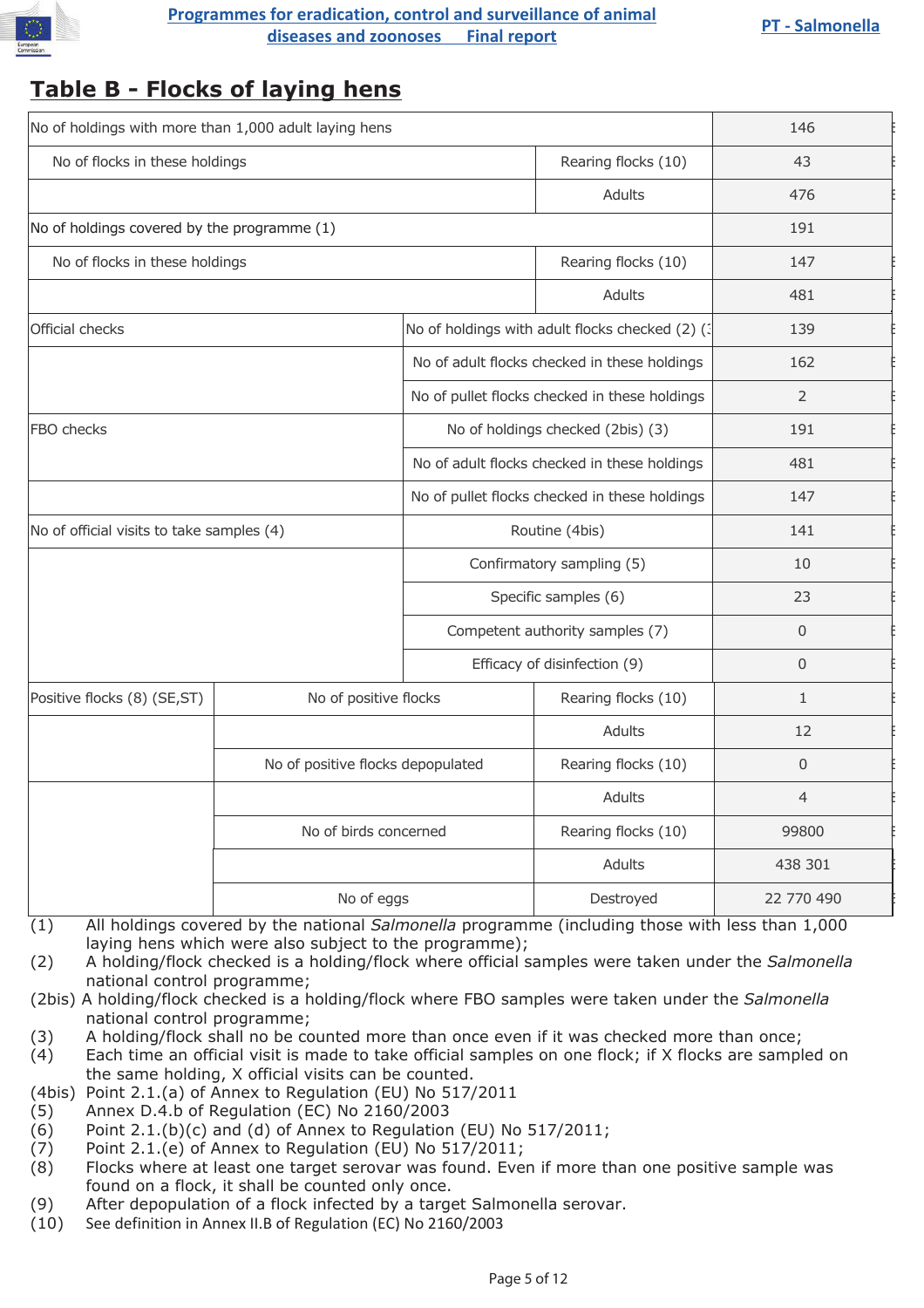## Table B - Flocks of laying hens

| | | | |
|---|---|---|---|
| No of holdings with more than 1,000 adult laying hens | | | 146 |
| No of flocks in these holdings | | Rearing flocks (10) | 43 |
| | | Adults | 476 |
| No of holdings covered by the programme (1) | | | 191 |
| No of flocks in these holdings | | Rearing flocks (10) | 147 |
| | | Adults | 481 |
| Official checks | | No of holdings with adult flocks checked (2) (3 | 139 |
| | | No of adult flocks checked in these holdings | 162 |
| | | No of pullet flocks checked in these holdings | 2 |
| FBO checks | | No of holdings checked (2bis) (3) | 191 |
| | | No of adult flocks checked in these holdings | 481 |
| | | No of pullet flocks checked in these holdings | 147 |
| No of official visits to take samples (4) | | Routine (4bis) | 141 |
| | | Confirmatory sampling (5) | 10 |
| | | Specific samples (6) | 23 |
| | | Competent authority samples (7) | 0 |
| | | Efficacy of disinfection (9) | 0 |
| Positive flocks (8) (SE,ST) | No of positive flocks | Rearing flocks (10) | 1 |
| | | Adults | 12 |
| | No of positive flocks depopulated | Rearing flocks (10) | 0 |
| | | Adults | 4 |
| | No of birds concerned | Rearing flocks (10) | 99800 |
| | | Adults | 438 301 |
| | No of eggs | Destroyed | 22 770 490 |

(1) All holdings covered by the national *Salmonella* programme (including those with less than 1,000 laying hens which were also subject to the programme);
(2) A holding/flock checked is a holding/flock where official samples were taken under the *Salmonella* national control programme;
(2bis) A holding/flock checked is a holding/flock where FBO samples were taken under the *Salmonella* national control programme;
(3) A holding/flock shall no be counted more than once even if it was checked more than once;
(4) Each time an official visit is made to take official samples on one flock; if X flocks are sampled on the same holding, X official visits can be counted.
(4bis) Point 2.1.(a) of Annex to Regulation (EU) No 517/2011
(5) Annex D.4.b of Regulation (EC) No 2160/2003
(6) Point 2.1.(b)(c) and (d) of Annex to Regulation (EU) No 517/2011;
(7) Point 2.1.(e) of Annex to Regulation (EU) No 517/2011;
(8) Flocks where at least one target serovar was found. Even if more than one positive sample was found on a flock, it shall be counted only once.
(9) After depopulation of a flock infected by a target Salmonella serovar.
(10) See definition in Annex II.B of Regulation (EC) No 2160/2003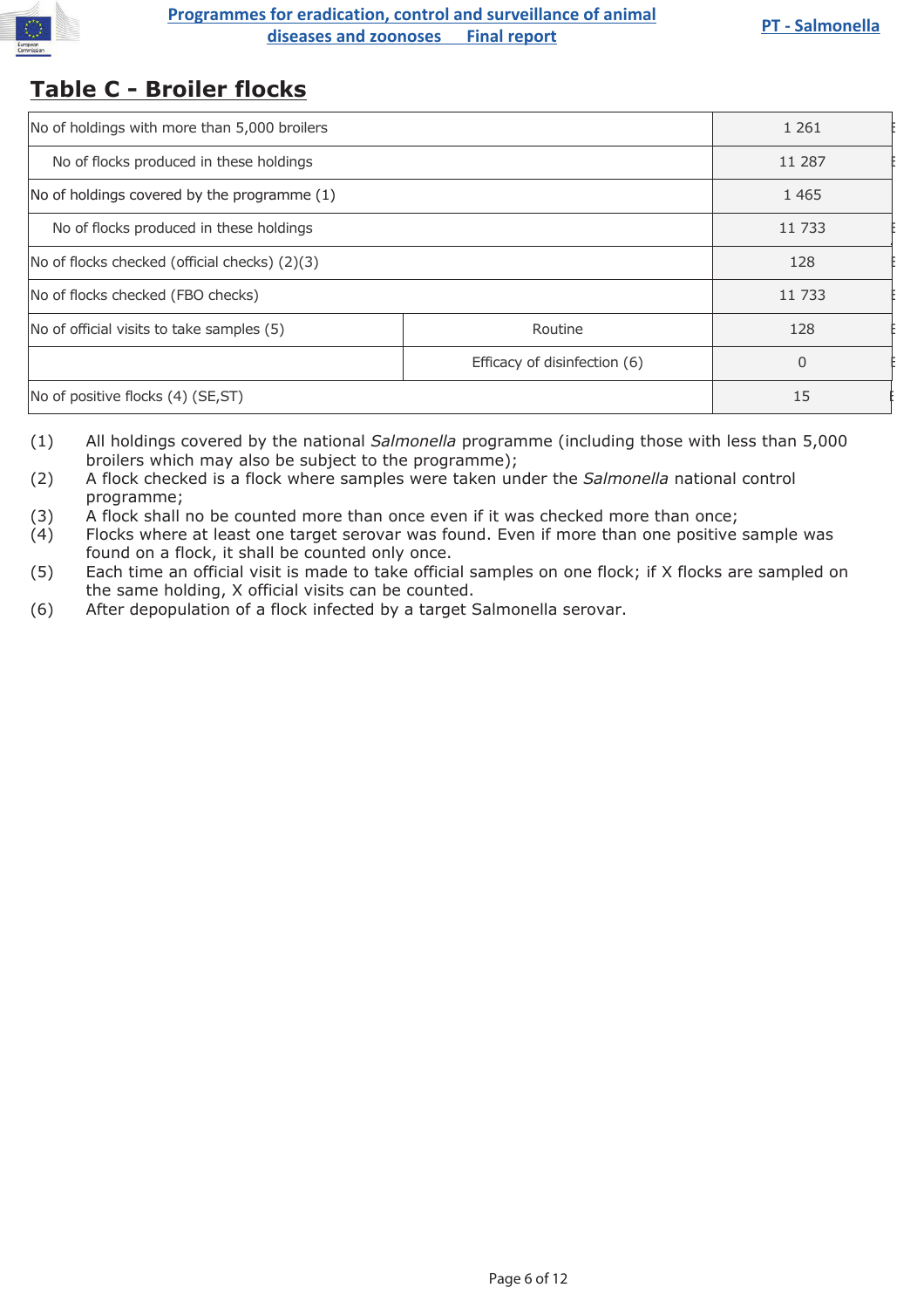## Table C - Broiler flocks

| | | |
|---|---|---|
| No of holdings with more than 5,000 broilers | | 1 261 |
| No of flocks produced in these holdings | | 11 287 |
| No of holdings covered by the programme (1) | | 1 465 |
| No of flocks produced in these holdings | | 11 733 |
| No of flocks checked (official checks) (2)(3) | | 128 |
| No of flocks checked (FBO checks) | | 11 733 |
| No of official visits to take samples (5) | Routine | 128 |
| | Efficacy of disinfection (6) | 0 |
| No of positive flocks (4) (SE,ST) | | 15 |

(1) All holdings covered by the national *Salmonella* programme (including those with less than 5,000 broilers which may also be subject to the programme);
(2) A flock checked is a flock where samples were taken under the *Salmonella* national control programme;
(3) A flock shall no be counted more than once even if it was checked more than once;
(4) Flocks where at least one target serovar was found. Even if more than one positive sample was found on a flock, it shall be counted only once.
(5) Each time an official visit is made to take official samples on one flock; if X flocks are sampled on the same holding, X official visits can be counted.
(6) After depopulation of a flock infected by a target Salmonella serovar.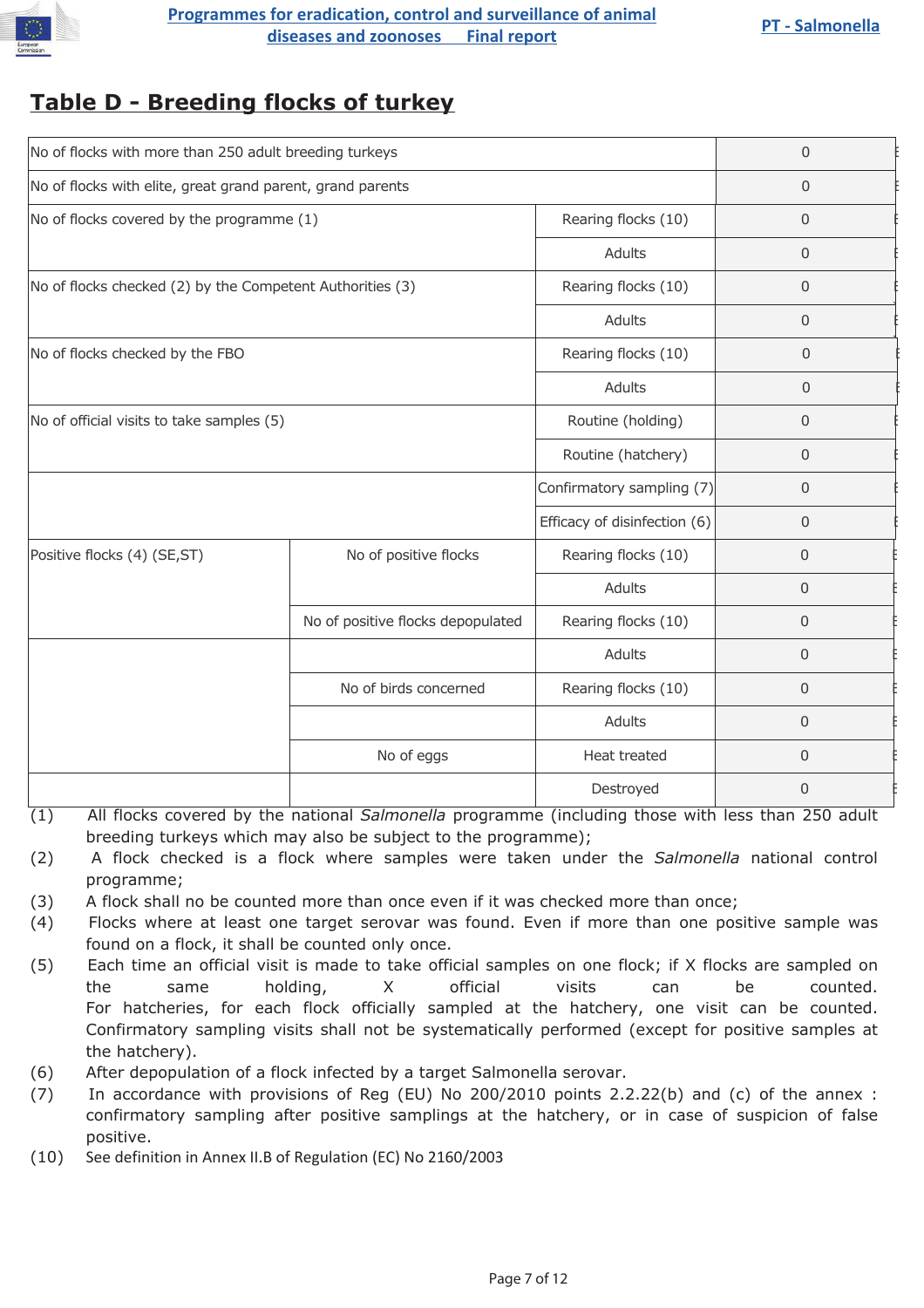## Table D - Breeding flocks of turkey

| | | | |
|---|---|---|---|
| No of flocks with more than 250 adult breeding turkeys | | | 0 |
| No of flocks with elite, great grand parent, grand parents | | | 0 |
| No of flocks covered by the programme (1) | | Rearing flocks (10) | 0 |
| | | Adults | 0 |
| No of flocks checked (2) by the Competent Authorities (3) | | Rearing flocks (10) | 0 |
| | | Adults | 0 |
| No of flocks checked by the FBO | | Rearing flocks (10) | 0 |
| | | Adults | 0 |
| No of official visits to take samples (5) | | Routine (holding) | 0 |
| | | Routine (hatchery) | 0 |
| | | Confirmatory sampling (7) | 0 |
| | | Efficacy of disinfection (6) | 0 |
| Positive flocks (4) (SE,ST) | No of positive flocks | Rearing flocks (10) | 0 |
| | | Adults | 0 |
| | No of positive flocks depopulated | Rearing flocks (10) | 0 |
| | | Adults | 0 |
| | No of birds concerned | Rearing flocks (10) | 0 |
| | | Adults | 0 |
| | No of eggs | Heat treated | 0 |
| | | Destroyed | 0 |

(1) All flocks covered by the national *Salmonella* programme (including those with less than 250 adult breeding turkeys which may also be subject to the programme);

(2) A flock checked is a flock where samples were taken under the *Salmonella* national control programme;

(3) A flock shall no be counted more than once even if it was checked more than once;

(4) Flocks where at least one target serovar was found. Even if more than one positive sample was found on a flock, it shall be counted only once.

(5) Each time an official visit is made to take official samples on one flock; if X flocks are sampled on the same holding, X official visits can be counted. For hatcheries, for each flock officially sampled at the hatchery, one visit can be counted. Confirmatory sampling visits shall not be systematically performed (except for positive samples at the hatchery).

(6) After depopulation of a flock infected by a target Salmonella serovar.

(7) In accordance with provisions of Reg (EU) No 200/2010 points 2.2.22(b) and (c) of the annex : confirmatory sampling after positive samplings at the hatchery, or in case of suspicion of false positive.

(10) See definition in Annex II.B of Regulation (EC) No 2160/2003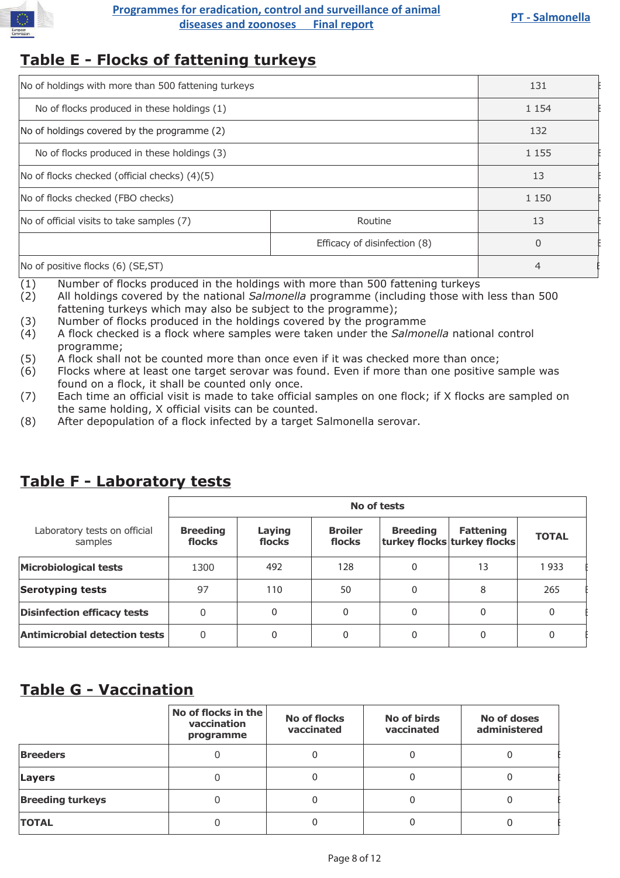## Table E - Flocks of fattening turkeys

| | | |
|---|---|---|
| No of holdings with more than 500 fattening turkeys | | 131 |
| No of flocks produced in these holdings (1) | | 1 154 |
| No of holdings covered by the programme (2) | | 132 |
| No of flocks produced in these holdings (3) | | 1 155 |
| No of flocks checked (official checks) (4)(5) | | 13 |
| No of flocks checked (FBO checks) | | 1 150 |
| No of official visits to take samples (7) | Routine | 13 |
| | Efficacy of disinfection (8) | 0 |
| No of positive flocks (6) (SE,ST) | | 4 |

(1) Number of flocks produced in the holdings with more than 500 fattening turkeys
(2) All holdings covered by the national *Salmonella* programme (including those with less than 500 fattening turkeys which may also be subject to the programme);
(3) Number of flocks produced in the holdings covered by the programme
(4) A flock checked is a flock where samples were taken under the *Salmonella* national control programme;
(5) A flock shall not be counted more than once even if it was checked more than once;
(6) Flocks where at least one target serovar was found. Even if more than one positive sample was found on a flock, it shall be counted only once.
(7) Each time an official visit is made to take official samples on one flock; if X flocks are sampled on the same holding, X official visits can be counted.
(8) After depopulation of a flock infected by a target Salmonella serovar.

## Table F - Laboratory tests

| Laboratory tests on official samples | No of tests | | | | | |
|---|---|---|---|---|---|---|
| | **Breeding flocks** | **Laying flocks** | **Broiler flocks** | **Breeding turkey flocks** | **Fattening turkey flocks** | **TOTAL** |
| **Microbiological tests** | 1300 | 492 | 128 | 0 | 13 | 1 933 |
| **Serotyping tests** | 97 | 110 | 50 | 0 | 8 | 265 |
| **Disinfection efficacy tests** | 0 | 0 | 0 | 0 | 0 | 0 |
| **Antimicrobial detection tests** | 0 | 0 | 0 | 0 | 0 | 0 |

## Table G - Vaccination

| | No of flocks in the vaccination programme | No of flocks vaccinated | No of birds vaccinated | No of doses administered |
|---|---|---|---|---|
| **Breeders** | 0 | 0 | 0 | 0 |
| **Layers** | 0 | 0 | 0 | 0 |
| **Breeding turkeys** | 0 | 0 | 0 | 0 |
| **TOTAL** | 0 | 0 | 0 | 0 |